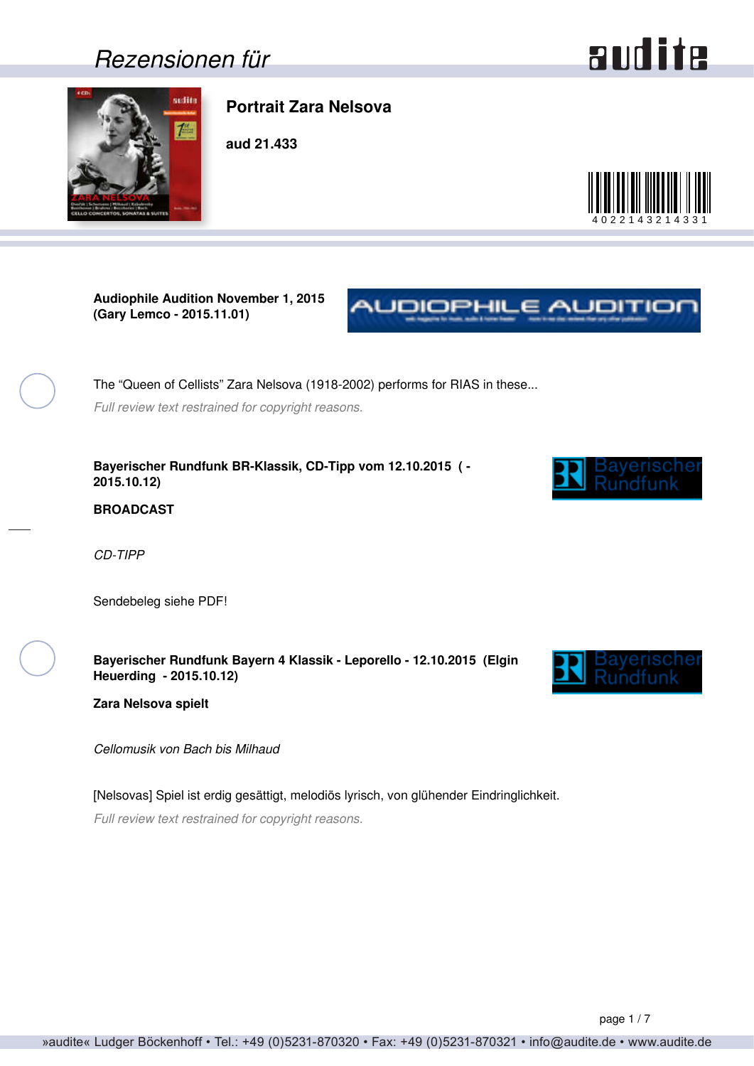# Rezensionen für

## Portrait Zara Nelsova

**aud 21.433**

4022143214331

**Audiophile Audition November 1, 2015 (Gary Lemco - 2015.11.01)**

The “Queen of Cellists” Zara Nelsova (1918-2002) performs for RIAS in these...

*Full review text restrained for copyright reasons.*

**Bayerischer Rundfunk BR-Klassik, CD-Tipp vom 12.10.2015 ( - 2015.10.12)**

**BROADCAST**

*CD-TIPP*

Sendebeleg siehe PDF!

**Bayerischer Rundfunk Bayern 4 Klassik - Leporello - 12.10.2015 (Elgin Heuerding - 2015.10.12)**

**Zara Nelsova spielt**

*Cellomusik von Bach bis Milhaud*

[Nelsovas] Spiel ist erdig gesättigt, melodiös lyrisch, von glühender Eindringlichkeit.

*Full review text restrained for copyright reasons.*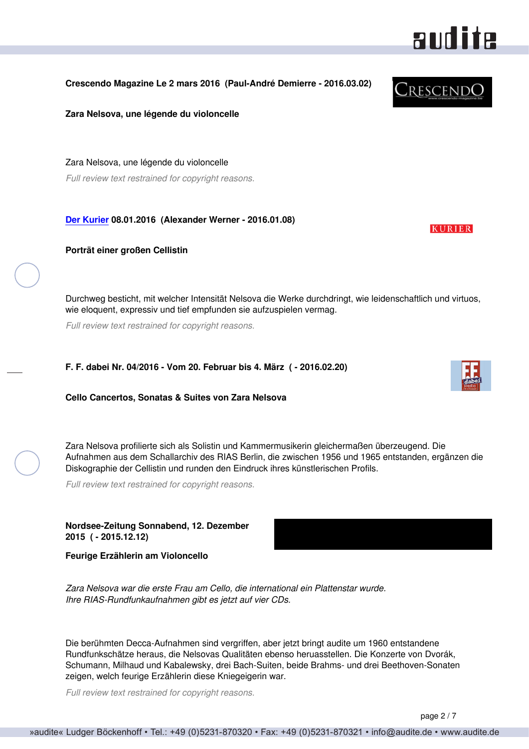**Crescendo Magazine Le 2 mars 2016 (Paul-André Demierre - 2016.03.02)**

**Zara Nelsova, une légende du violoncelle**

Zara Nelsova, une légende du violoncelle

*Full review text restrained for copyright reasons.*

**Der Kurier 08.01.2016 (Alexander Werner - 2016.01.08)**

**Porträt einer großen Cellistin**

Durchweg besticht, mit welcher Intensität Nelsova die Werke durchdringt, wie leidenschaftlich und virtuos, wie eloquent, expressiv und tief empfunden sie aufzuspielen vermag.

*Full review text restrained for copyright reasons.*

**F. F. dabei Nr. 04/2016 - Vom 20. Februar bis 4. März ( - 2016.02.20)**

**Cello Cancertos, Sonatas & Suites von Zara Nelsova**

Zara Nelsova profilierte sich als Solistin und Kammermusikerin gleichermaßen überzeugend. Die Aufnahmen aus dem Schallarchiv des RIAS Berlin, die zwischen 1956 und 1965 entstanden, ergänzen die Diskographie der Cellistin und runden den Eindruck ihres künstlerischen Profils.

*Full review text restrained for copyright reasons.*

**Nordsee-Zeitung Sonnabend, 12. Dezember 2015 ( - 2015.12.12)**

**Feurige Erzählerin am Violoncello**

*Zara Nelsova war die erste Frau am Cello, die international ein Plattenstar wurde.*
*Ihre RIAS-Rundfunkaufnahmen gibt es jetzt auf vier CDs.*

Die berühmten Decca-Aufnahmen sind vergriffen, aber jetzt bringt audite um 1960 entstandene Rundfunkschätze heraus, die Nelsovas Qualitäten ebenso heruasstellen. Die Konzerte von Dvorák, Schumann, Milhaud und Kabalewsky, drei Bach-Suiten, beide Brahms- und drei Beethoven-Sonaten zeigen, welch feurige Erzählerin diese Kniegeigerin war.

*Full review text restrained for copyright reasons.*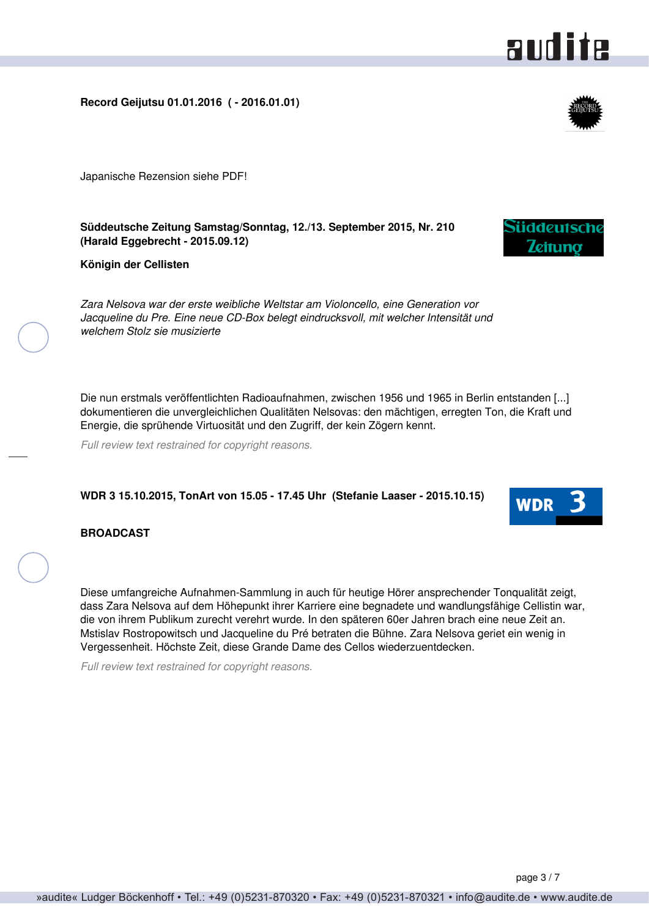**Record Geijutsu 01.01.2016 ( - 2016.01.01)**

Japanische Rezension siehe PDF!

**Süddeutsche Zeitung Samstag/Sonntag, 12./13. September 2015, Nr. 210 (Harald Eggebrecht - 2015.09.12)**

**Königin der Cellisten**

*Zara Nelsova war der erste weibliche Weltstar am Violoncello, eine Generation vor Jacqueline du Pre. Eine neue CD-Box belegt eindrucksvoll, mit welcher Intensität und welchem Stolz sie musizierte*

Die nun erstmals veröffentlichten Radioaufnahmen, zwischen 1956 und 1965 in Berlin entstanden [...] dokumentieren die unvergleichlichen Qualitäten Nelsovas: den mächtigen, erregten Ton, die Kraft und Energie, die sprühende Virtuosität und den Zugriff, der kein Zögern kennt.

*Full review text restrained for copyright reasons.*

**WDR 3 15.10.2015, TonArt von 15.05 - 17.45 Uhr (Stefanie Laaser - 2015.10.15)**

**BROADCAST**

Diese umfangreiche Aufnahmen-Sammlung in auch für heutige Hörer ansprechender Tonqualität zeigt, dass Zara Nelsova auf dem Höhepunkt ihrer Karriere eine begnadete und wandlungsfähige Cellistin war, die von ihrem Publikum zurecht verehrt wurde. In den späteren 60er Jahren brach eine neue Zeit an. Mstislav Rostropowitsch und Jacqueline du Pré betraten die Bühne. Zara Nelsova geriet ein wenig in Vergessenheit. Höchste Zeit, diese Grande Dame des Cellos wiederzuentdecken.

*Full review text restrained for copyright reasons.*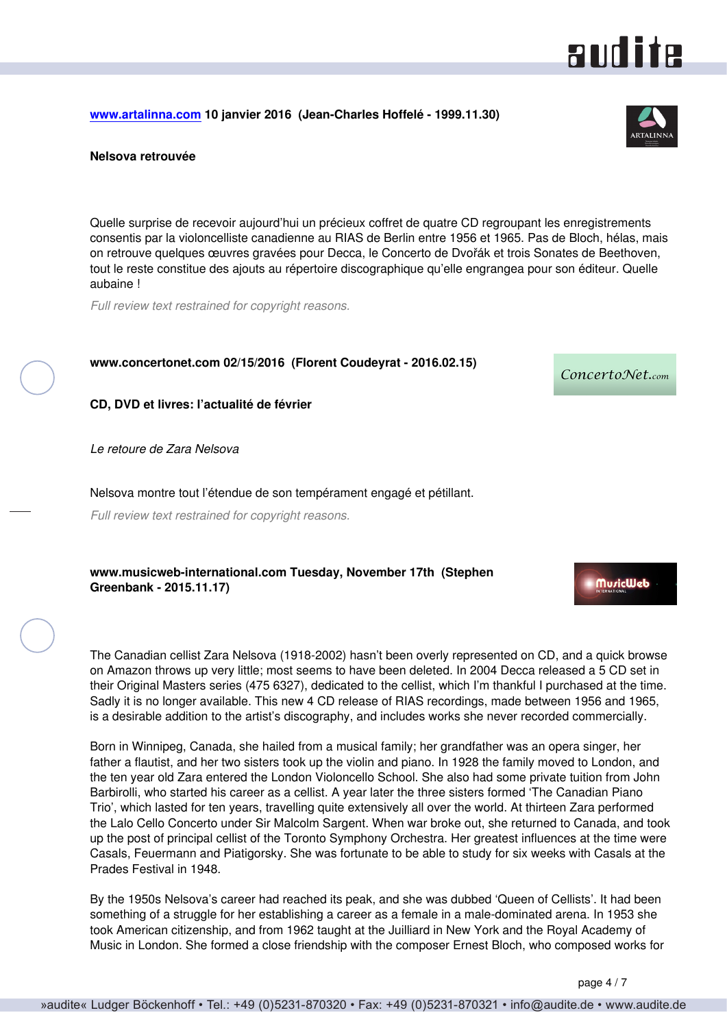**www.artalinna.com 10 janvier 2016 (Jean-Charles Hoffelé - 1999.11.30)**

**Nelsova retrouvée**

Quelle surprise de recevoir aujourd'hui un précieux coffret de quatre CD regroupant les enregistrements consentis par la violoncelliste canadienne au RIAS de Berlin entre 1956 et 1965. Pas de Bloch, hélas, mais on retrouve quelques œuvres gravées pour Decca, le Concerto de Dvořák et trois Sonates de Beethoven, tout le reste constitue des ajouts au répertoire discographique qu'elle engrangea pour son éditeur. Quelle aubaine !

*Full review text restrained for copyright reasons.*

**www.concertonet.com 02/15/2016 (Florent Coudeyrat - 2016.02.15)**

**CD, DVD et livres: l'actualité de février**

*Le retoure de Zara Nelsova*

Nelsova montre tout l'étendue de son tempérament engagé et pétillant.

*Full review text restrained for copyright reasons.*

**www.musicweb-international.com Tuesday, November 17th (Stephen Greenbank - 2015.11.17)**

The Canadian cellist Zara Nelsova (1918-2002) hasn't been overly represented on CD, and a quick browse on Amazon throws up very little; most seems to have been deleted. In 2004 Decca released a 5 CD set in their Original Masters series (475 6327), dedicated to the cellist, which I'm thankful I purchased at the time. Sadly it is no longer available. This new 4 CD release of RIAS recordings, made between 1956 and 1965, is a desirable addition to the artist's discography, and includes works she never recorded commercially.

Born in Winnipeg, Canada, she hailed from a musical family; her grandfather was an opera singer, her father a flautist, and her two sisters took up the violin and piano. In 1928 the family moved to London, and the ten year old Zara entered the London Violoncello School. She also had some private tuition from John Barbirolli, who started his career as a cellist. A year later the three sisters formed 'The Canadian Piano Trio', which lasted for ten years, travelling quite extensively all over the world. At thirteen Zara performed the Lalo Cello Concerto under Sir Malcolm Sargent. When war broke out, she returned to Canada, and took up the post of principal cellist of the Toronto Symphony Orchestra. Her greatest influences at the time were Casals, Feuermann and Piatigorsky. She was fortunate to be able to study for six weeks with Casals at the Prades Festival in 1948.

By the 1950s Nelsova's career had reached its peak, and she was dubbed 'Queen of Cellists'. It had been something of a struggle for her establishing a career as a female in a male-dominated arena. In 1953 she took American citizenship, and from 1962 taught at the Juilliard in New York and the Royal Academy of Music in London. She formed a close friendship with the composer Ernest Bloch, who composed works for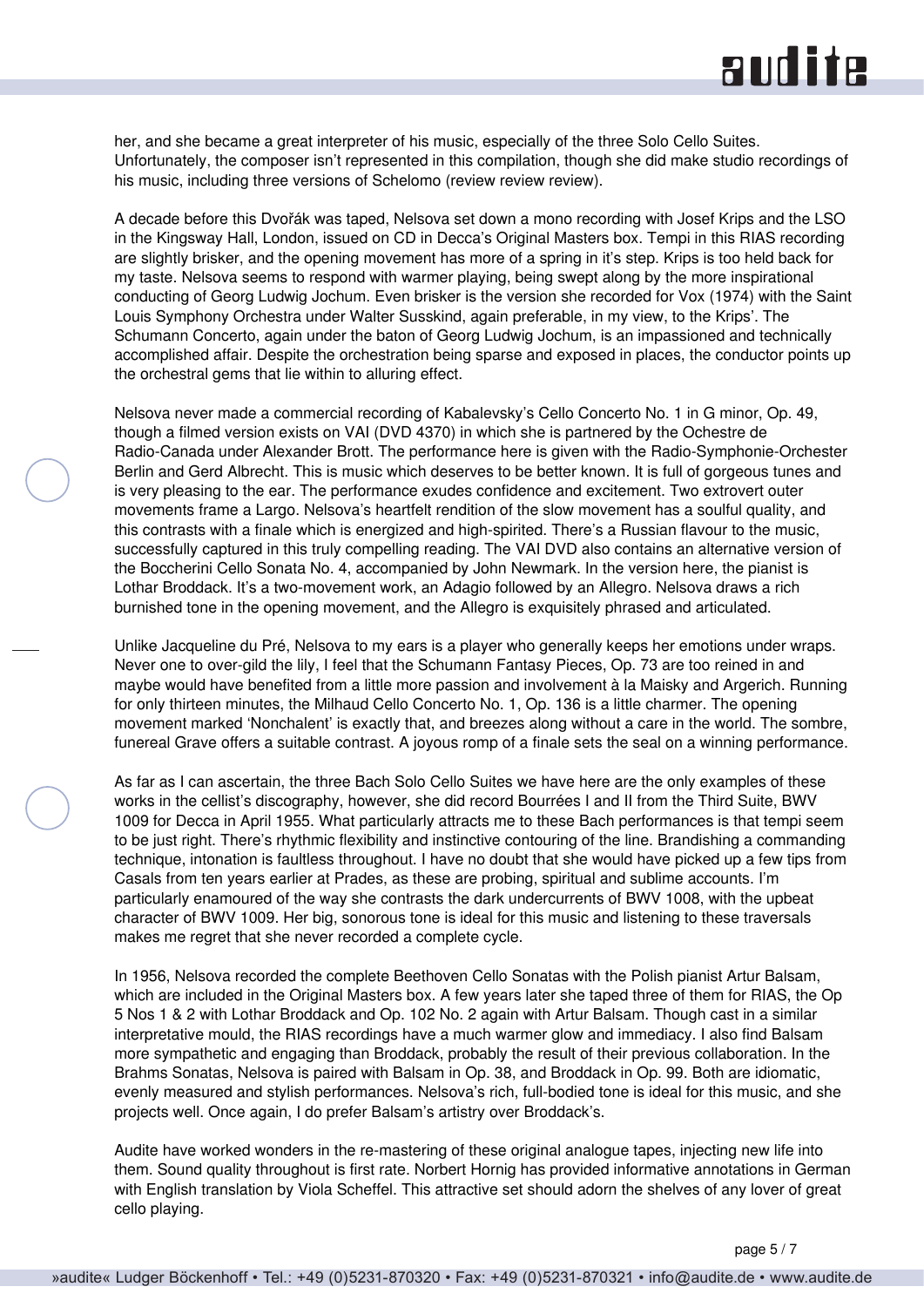her, and she became a great interpreter of his music, especially of the three Solo Cello Suites. Unfortunately, the composer isn't represented in this compilation, though she did make studio recordings of his music, including three versions of Schelomo (review review review).

A decade before this Dvořák was taped, Nelsova set down a mono recording with Josef Krips and the LSO in the Kingsway Hall, London, issued on CD in Decca's Original Masters box. Tempi in this RIAS recording are slightly brisker, and the opening movement has more of a spring in it's step. Krips is too held back for my taste. Nelsova seems to respond with warmer playing, being swept along by the more inspirational conducting of Georg Ludwig Jochum. Even brisker is the version she recorded for Vox (1974) with the Saint Louis Symphony Orchestra under Walter Susskind, again preferable, in my view, to the Krips'. The Schumann Concerto, again under the baton of Georg Ludwig Jochum, is an impassioned and technically accomplished affair. Despite the orchestration being sparse and exposed in places, the conductor points up the orchestral gems that lie within to alluring effect.

Nelsova never made a commercial recording of Kabalevsky's Cello Concerto No. 1 in G minor, Op. 49, though a filmed version exists on VAI (DVD 4370) in which she is partnered by the Ochestre de Radio-Canada under Alexander Brott. The performance here is given with the Radio-Symphonie-Orchester Berlin and Gerd Albrecht. This is music which deserves to be better known. It is full of gorgeous tunes and is very pleasing to the ear. The performance exudes confidence and excitement. Two extrovert outer movements frame a Largo. Nelsova's heartfelt rendition of the slow movement has a soulful quality, and this contrasts with a finale which is energized and high-spirited. There's a Russian flavour to the music, successfully captured in this truly compelling reading. The VAI DVD also contains an alternative version of the Boccherini Cello Sonata No. 4, accompanied by John Newmark. In the version here, the pianist is Lothar Broddack. It's a two-movement work, an Adagio followed by an Allegro. Nelsova draws a rich burnished tone in the opening movement, and the Allegro is exquisitely phrased and articulated.

Unlike Jacqueline du Pré, Nelsova to my ears is a player who generally keeps her emotions under wraps. Never one to over-gild the lily, I feel that the Schumann Fantasy Pieces, Op. 73 are too reined in and maybe would have benefited from a little more passion and involvement à la Maisky and Argerich. Running for only thirteen minutes, the Milhaud Cello Concerto No. 1, Op. 136 is a little charmer. The opening movement marked 'Nonchalent' is exactly that, and breezes along without a care in the world. The sombre, funereal Grave offers a suitable contrast. A joyous romp of a finale sets the seal on a winning performance.

As far as I can ascertain, the three Bach Solo Cello Suites we have here are the only examples of these works in the cellist's discography, however, she did record Bourrées I and II from the Third Suite, BWV 1009 for Decca in April 1955. What particularly attracts me to these Bach performances is that tempi seem to be just right. There's rhythmic flexibility and instinctive contouring of the line. Brandishing a commanding technique, intonation is faultless throughout. I have no doubt that she would have picked up a few tips from Casals from ten years earlier at Prades, as these are probing, spiritual and sublime accounts. I'm particularly enamoured of the way she contrasts the dark undercurrents of BWV 1008, with the upbeat character of BWV 1009. Her big, sonorous tone is ideal for this music and listening to these traversals makes me regret that she never recorded a complete cycle.

In 1956, Nelsova recorded the complete Beethoven Cello Sonatas with the Polish pianist Artur Balsam, which are included in the Original Masters box. A few years later she taped three of them for RIAS, the Op 5 Nos 1 & 2 with Lothar Broddack and Op. 102 No. 2 again with Artur Balsam. Though cast in a similar interpretative mould, the RIAS recordings have a much warmer glow and immediacy. I also find Balsam more sympathetic and engaging than Broddack, probably the result of their previous collaboration. In the Brahms Sonatas, Nelsova is paired with Balsam in Op. 38, and Broddack in Op. 99. Both are idiomatic, evenly measured and stylish performances. Nelsova's rich, full-bodied tone is ideal for this music, and she projects well. Once again, I do prefer Balsam's artistry over Broddack's.

Audite have worked wonders in the re-mastering of these original analogue tapes, injecting new life into them. Sound quality throughout is first rate. Norbert Hornig has provided informative annotations in German with English translation by Viola Scheffel. This attractive set should adorn the shelves of any lover of great cello playing.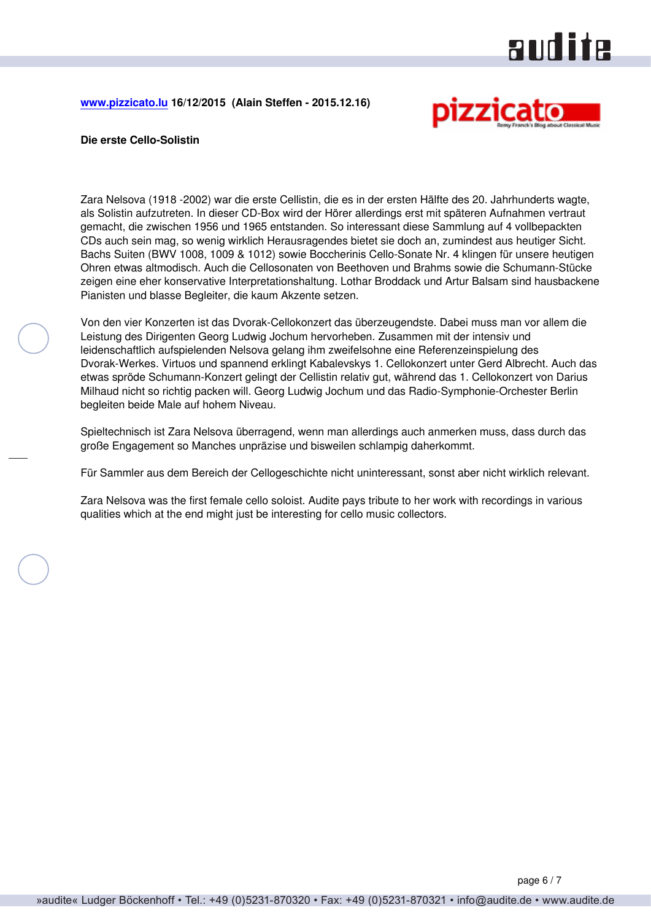**www.pizzicato.lu 16/12/2015 (Alain Steffen - 2015.12.16)**

**Die erste Cello-Solistin**

Zara Nelsova (1918 -2002) war die erste Cellistin, die es in der ersten Hälfte des 20. Jahrhunderts wagte, als Solistin aufzutreten. In dieser CD-Box wird der Hörer allerdings erst mit späteren Aufnahmen vertraut gemacht, die zwischen 1956 und 1965 entstanden. So interessant diese Sammlung auf 4 vollbepackten CDs auch sein mag, so wenig wirklich Herausragendes bietet sie doch an, zumindest aus heutiger Sicht. Bachs Suiten (BWV 1008, 1009 & 1012) sowie Boccherinis Cello-Sonate Nr. 4 klingen für unsere heutigen Ohren etwas altmodisch. Auch die Cellosonaten von Beethoven und Brahms sowie die Schumann-Stücke zeigen eine eher konservative Interpretationshaltung. Lothar Broddack und Artur Balsam sind hausbackene Pianisten und blasse Begleiter, die kaum Akzente setzen.

Von den vier Konzerten ist das Dvorak-Cellokonzert das überzeugendste. Dabei muss man vor allem die Leistung des Dirigenten Georg Ludwig Jochum hervorheben. Zusammen mit der intensiv und leidenschaftlich aufspielenden Nelsova gelang ihm zweifelsohne eine Referenzeinspielung des Dvorak-Werkes. Virtuos und spannend erklingt Kabalevskys 1. Cellokonzert unter Gerd Albrecht. Auch das etwas spröde Schumann-Konzert gelingt der Cellistin relativ gut, während das 1. Cellokonzert von Darius Milhaud nicht so richtig packen will. Georg Ludwig Jochum und das Radio-Symphonie-Orchester Berlin begleiten beide Male auf hohem Niveau.

Spieltechnisch ist Zara Nelsova überragend, wenn man allerdings auch anmerken muss, dass durch das große Engagement so Manches unpräzise und bisweilen schlampig daherkommt.

Für Sammler aus dem Bereich der Cellogeschichte nicht uninteressant, sonst aber nicht wirklich relevant.

Zara Nelsova was the first female cello soloist. Audite pays tribute to her work with recordings in various qualities which at the end might just be interesting for cello music collectors.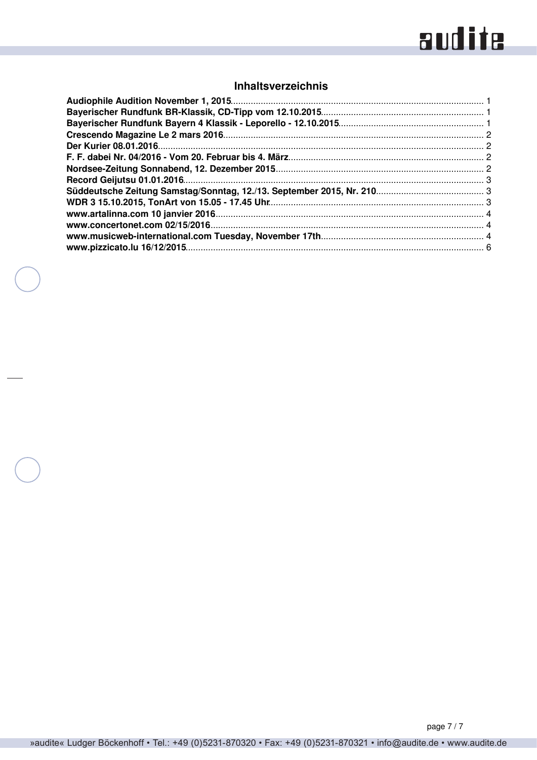## Inhaltsverzeichnis

**Audiophile Audition November 1, 2015** ........ 1
**Bayerischer Rundfunk BR-Klassik, CD-Tipp vom 12.10.2015** ........ 1
**Bayerischer Rundfunk Bayern 4 Klassik - Leporello - 12.10.2015** ........ 1
**Crescendo Magazine Le 2 mars 2016** ........ 2
**Der Kurier 08.01.2016** ........ 2
**F. F. dabei Nr. 04/2016 - Vom 20. Februar bis 4. März** ........ 2
**Nordsee-Zeitung Sonnabend, 12. Dezember 2015** ........ 2
**Record Geijutsu 01.01.2016** ........ 3
**Süddeutsche Zeitung Samstag/Sonntag, 12./13. September 2015, Nr. 210** ........ 3
**WDR 3 15.10.2015, TonArt von 15.05 - 17.45 Uhr** ........ 3
**www.artalinna.com 10 janvier 2016** ........ 4
**www.concertonet.com 02/15/2016** ........ 4
**www.musicweb-international.com Tuesday, November 17th** ........ 4
**www.pizzicato.lu 16/12/2015** ........ 6